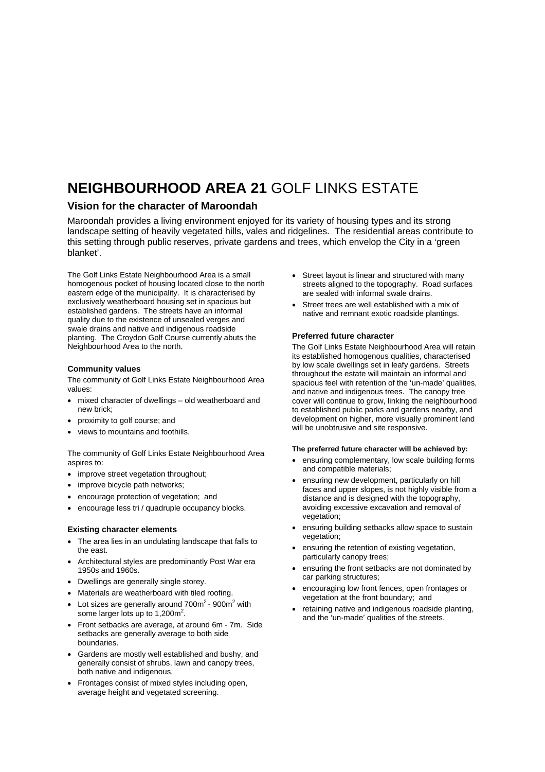# **NEIGHBOURHOOD AREA 21** GOLF LINKS ESTATE

## Vision for the character of Maroondah

Maroondah provides a living environment enjoyed for its variety of housing types and its strong landscape setting of heavily vegetated hills, vales and ridgelines. The residential areas contribute to this setting through public reserves, private gardens and trees, which envelop the City in a 'green blanket'.

The Golf Links Estate Neighbourhood Area is a small homogenous pocket of housing located close to the north eastern edge of the municipality. It is characterised by exclusively weatherboard housing set in spacious but established gardens. The streets have an informal quality due to the existence of unsealed verges and swale drains and native and indigenous roadside planting. The Croydon Golf Course currently abuts the Neighbourhood Area to the north.

### Community values

The community of Golf Links Estate Neighbourhood Area values:

- mixed character of dwellings – old weatherboard and new brick;
- proximity to golf course; and
- views to mountains and foothills.

The community of Golf Links Estate Neighbourhood Area aspires to:

- improve street vegetation throughout;
- improve bicycle path networks;
- encourage protection of vegetation; and
- encourage less tri / quadruple occupancy blocks.

### Existing character elements

- The area lies in an undulating landscape that falls to the east.
- Architectural styles are predominantly Post War era 1950s and 1960s.
- Dwellings are generally single storey.
- Materials are weatherboard with tiled roofing.
- Lot sizes are generally around $700m^2$ - $900m^2$ with some larger lots up to $1,200m^2$.
- Front setbacks are average, at around 6m - 7m. Side setbacks are generally average to both side boundaries.
- Gardens are mostly well established and bushy, and generally consist of shrubs, lawn and canopy trees, both native and indigenous.
- Frontages consist of mixed styles including open, average height and vegetated screening.
- Street layout is linear and structured with many streets aligned to the topography. Road surfaces are sealed with informal swale drains.
- Street trees are well established with a mix of native and remnant exotic roadside plantings.

### Preferred future character

The Golf Links Estate Neighbourhood Area will retain its established homogenous qualities, characterised by low scale dwellings set in leafy gardens. Streets throughout the estate will maintain an informal and spacious feel with retention of the 'un-made' qualities, and native and indigenous trees. The canopy tree cover will continue to grow, linking the neighbourhood to established public parks and gardens nearby, and development on higher, more visually prominent land will be unobtrusive and site responsive.

**The preferred future character will be achieved by:**

- ensuring complementary, low scale building forms and compatible materials;
- ensuring new development, particularly on hill faces and upper slopes, is not highly visible from a distance and is designed with the topography, avoiding excessive excavation and removal of vegetation;
- ensuring building setbacks allow space to sustain vegetation;
- ensuring the retention of existing vegetation, particularly canopy trees;
- ensuring the front setbacks are not dominated by car parking structures;
- encouraging low front fences, open frontages or vegetation at the front boundary; and
- retaining native and indigenous roadside planting, and the 'un-made' qualities of the streets.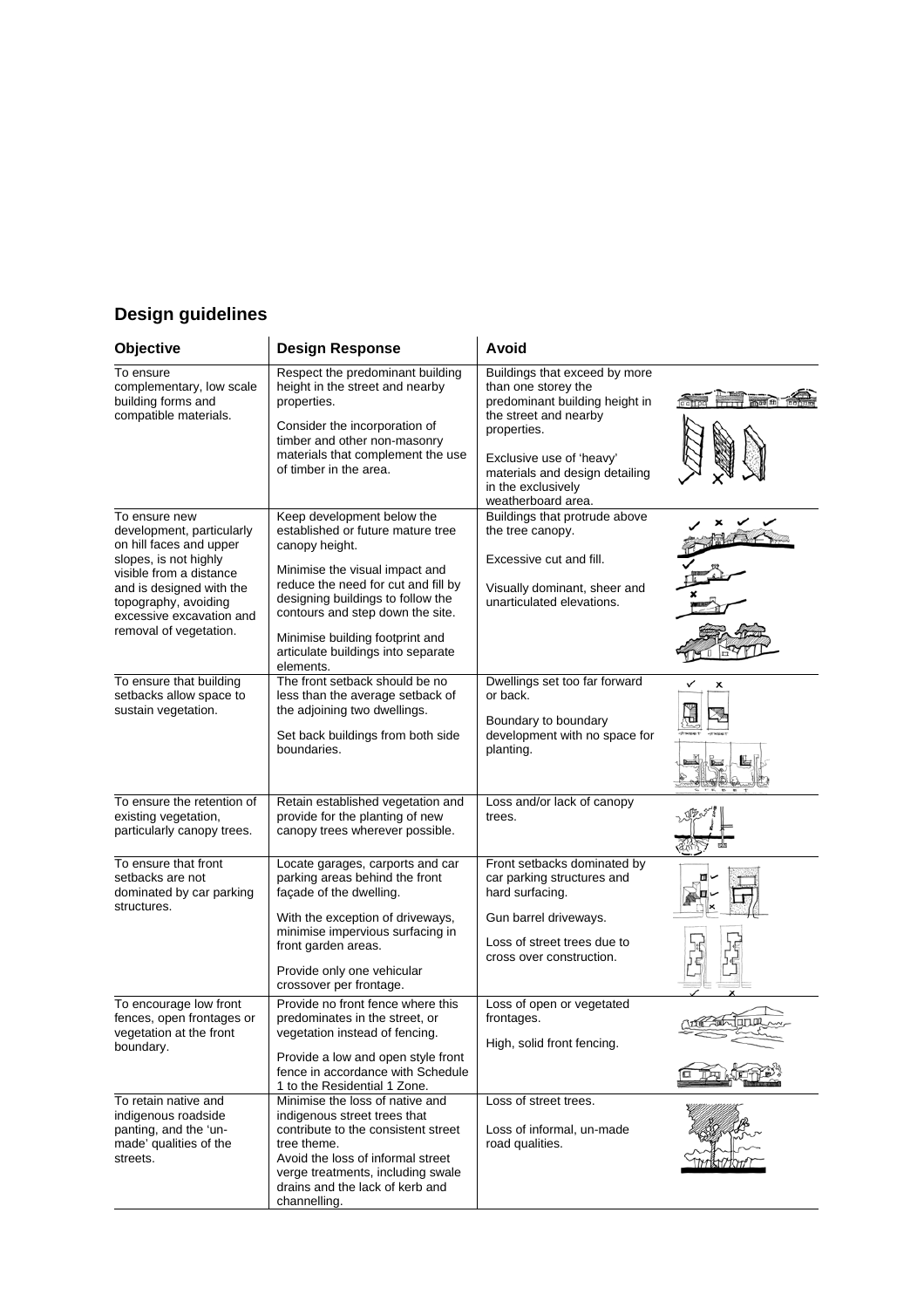## Design guidelines

| Objective | Design Response | Avoid |
|---|---|---|
| To ensure complementary, low scale building forms and compatible materials. | Respect the predominant building height in the street and nearby properties.<br><br>Consider the incorporation of timber and other non-masonry materials that complement the use of timber in the area. | Buildings that exceed by more than one storey the predominant building height in the street and nearby properties.<br><br>Exclusive use of 'heavy' materials and design detailing in the exclusively weatherboard area. |
| To ensure new development, particularly on hill faces and upper slopes, is not highly visible from a distance and is designed with the topography, avoiding excessive excavation and removal of vegetation. | Keep development below the established or future mature tree canopy height.<br><br>Minimise the visual impact and reduce the need for cut and fill by designing buildings to follow the contours and step down the site.<br><br>Minimise building footprint and articulate buildings into separate elements. | Buildings that protrude above the tree canopy.<br><br>Excessive cut and fill.<br><br>Visually dominant, sheer and unarticulated elevations. |
| To ensure that building setbacks allow space to sustain vegetation. | The front setback should be no less than the average setback of the adjoining two dwellings.<br><br>Set back buildings from both side boundaries. | Dwellings set too far forward or back.<br><br>Boundary to boundary development with no space for planting. |
| To ensure the retention of existing vegetation, particularly canopy trees. | Retain established vegetation and provide for the planting of new canopy trees wherever possible. | Loss and/or lack of canopy trees. |
| To ensure that front setbacks are not dominated by car parking structures. | Locate garages, carports and car parking areas behind the front façade of the dwelling.<br><br>With the exception of driveways, minimise impervious surfacing in front garden areas.<br><br>Provide only one vehicular crossover per frontage. | Front setbacks dominated by car parking structures and hard surfacing.<br><br>Gun barrel driveways.<br><br>Loss of street trees due to cross over construction. |
| To encourage low front fences, open frontages or vegetation at the front boundary. | Provide no front fence where this predominates in the street, or vegetation instead of fencing.<br><br>Provide a low and open style front fence in accordance with Schedule 1 to the Residential 1 Zone. | Loss of open or vegetated frontages.<br><br>High, solid front fencing. |
| To retain native and indigenous roadside panting, and the 'un-made' qualities of the streets. | Minimise the loss of native and indigenous street trees that contribute to the consistent street tree theme.<br>Avoid the loss of informal street verge treatments, including swale drains and the lack of kerb and channelling. | Loss of street trees.<br><br>Loss of informal, un-made road qualities. |